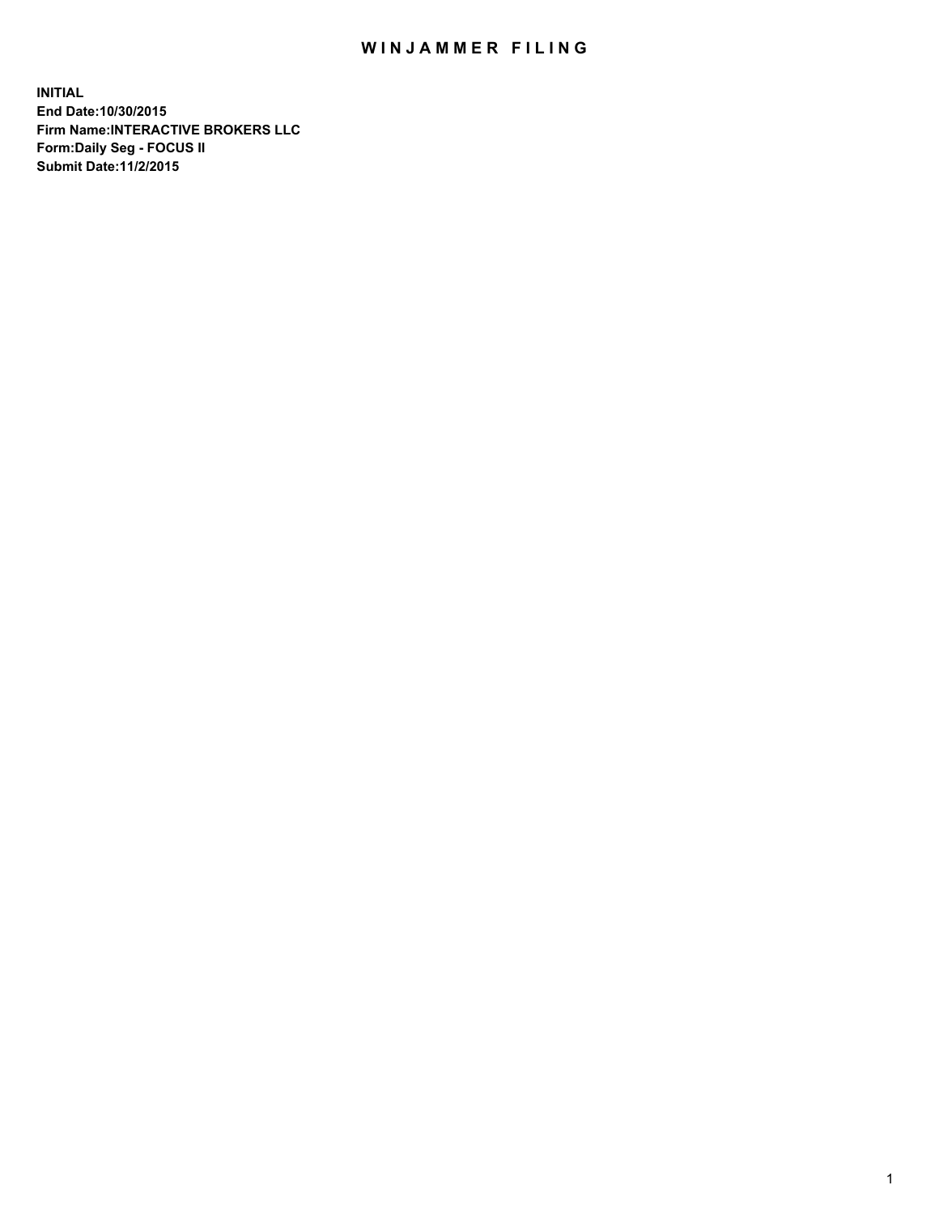# WINJAMMER FILING

**INITIAL**
**End Date:10/30/2015**
**Firm Name:INTERACTIVE BROKERS LLC**
**Form:Daily Seg - FOCUS II**
**Submit Date:11/2/2015**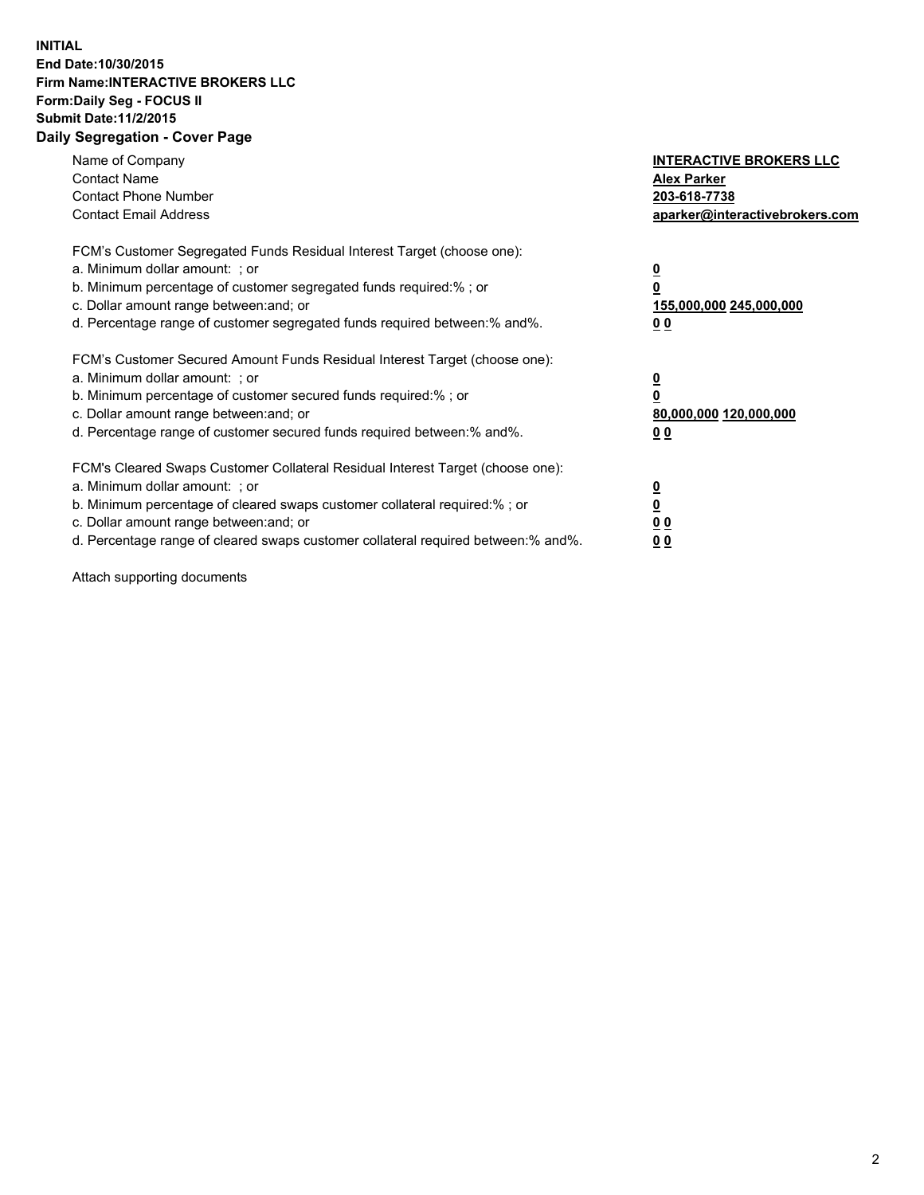**INITIAL**
**End Date:10/30/2015**
**Firm Name:INTERACTIVE BROKERS LLC**
**Form:Daily Seg - FOCUS II**
**Submit Date:11/2/2015**

## Daily Segregation - Cover Page

| | |
|---|---|
| Name of Company | **INTERACTIVE BROKERS LLC** |
| Contact Name | **Alex Parker** |
| Contact Phone Number | **203-618-7738** |
| Contact Email Address | **aparker@interactivebrokers.com** |

FCM's Customer Segregated Funds Residual Interest Target (choose one):

| | |
|---|---|
| a. Minimum dollar amount: ; or | **0** |
| b. Minimum percentage of customer segregated funds required:% ; or | **0** |
| c. Dollar amount range between:and; or | **155,000,000 245,000,000** |
| d. Percentage range of customer segregated funds required between:% and%. | **0 0** |

FCM's Customer Secured Amount Funds Residual Interest Target (choose one):

| | |
|---|---|
| a. Minimum dollar amount: ; or | **0** |
| b. Minimum percentage of customer secured funds required:% ; or | **0** |
| c. Dollar amount range between:and; or | **80,000,000 120,000,000** |
| d. Percentage range of customer secured funds required between:% and%. | **0 0** |

FCM's Cleared Swaps Customer Collateral Residual Interest Target (choose one):

| | |
|---|---|
| a. Minimum dollar amount: ; or | **0** |
| b. Minimum percentage of cleared swaps customer collateral required:% ; or | **0** |
| c. Dollar amount range between:and; or | **0 0** |
| d. Percentage range of cleared swaps customer collateral required between:% and%. | **0 0** |

Attach supporting documents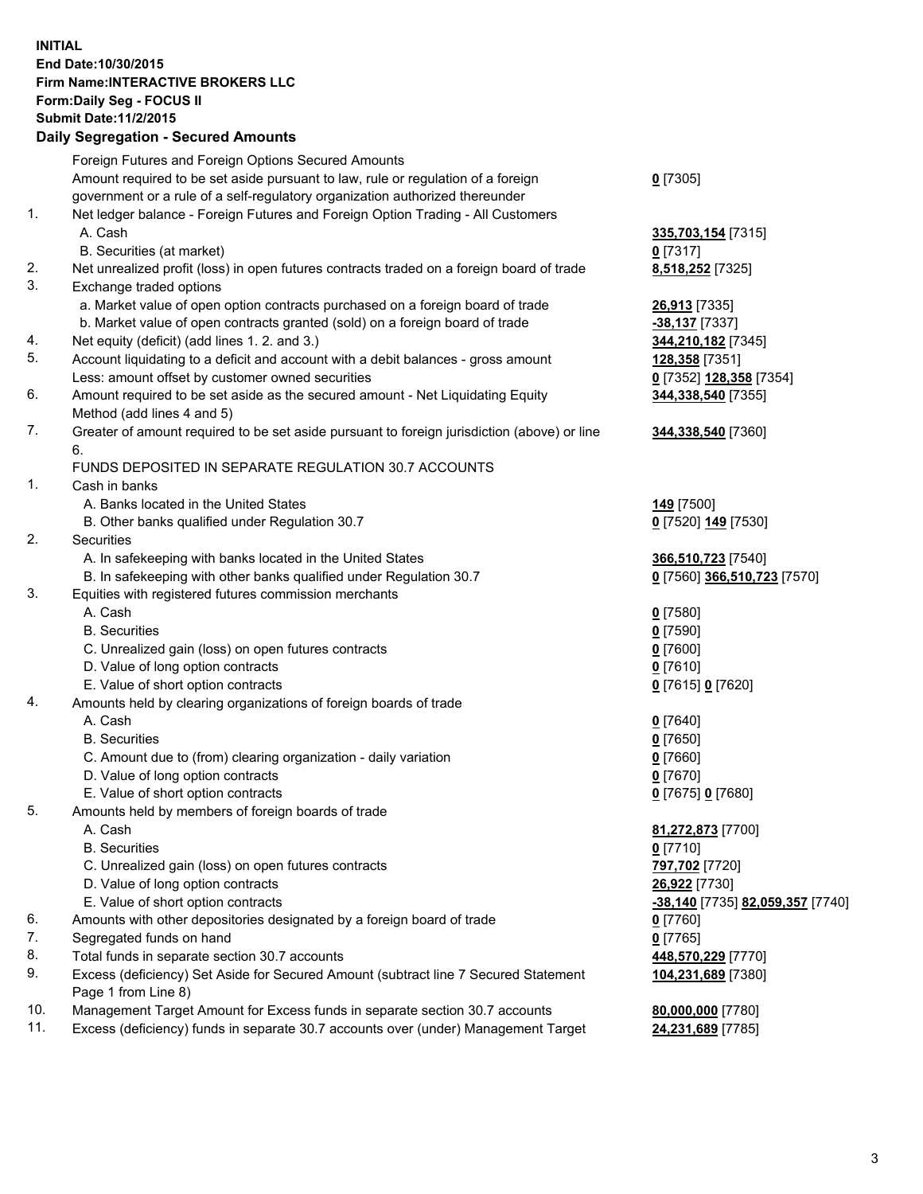**INITIAL**
**End Date:10/30/2015**
**Firm Name:INTERACTIVE BROKERS LLC**
**Form:Daily Seg - FOCUS II**
**Submit Date:11/2/2015**

## Daily Segregation - Secured Amounts

| | | |
|---|---|---|
| | Foreign Futures and Foreign Options Secured Amounts | |
| | Amount required to be set aside pursuant to law, rule or regulation of a foreign government or a rule of a self-regulatory organization authorized thereunder | **0** [7305] |
| 1. | Net ledger balance - Foreign Futures and Foreign Option Trading - All Customers | |
| | A. Cash | **335,703,154** [7315] |
| | B. Securities (at market) | **0** [7317] |
| 2. | Net unrealized profit (loss) in open futures contracts traded on a foreign board of trade | **8,518,252** [7325] |
| 3. | Exchange traded options | |
| | a. Market value of open option contracts purchased on a foreign board of trade | **26,913** [7335] |
| | b. Market value of open contracts granted (sold) on a foreign board of trade | **-38,137** [7337] |
| 4. | Net equity (deficit) (add lines 1. 2. and 3.) | **344,210,182** [7345] |
| 5. | Account liquidating to a deficit and account with a debit balances - gross amount | **128,358** [7351] |
| | Less: amount offset by customer owned securities | **0** [7352] **128,358** [7354] |
| 6. | Amount required to be set aside as the secured amount - Net Liquidating Equity Method (add lines 4 and 5) | **344,338,540** [7355] |
| 7. | Greater of amount required to be set aside pursuant to foreign jurisdiction (above) or line 6. | **344,338,540** [7360] |
| | FUNDS DEPOSITED IN SEPARATE REGULATION 30.7 ACCOUNTS | |
| 1. | Cash in banks | |
| | A. Banks located in the United States | **149** [7500] |
| | B. Other banks qualified under Regulation 30.7 | **0** [7520] **149** [7530] |
| 2. | Securities | |
| | A. In safekeeping with banks located in the United States | **366,510,723** [7540] |
| | B. In safekeeping with other banks qualified under Regulation 30.7 | **0** [7560] **366,510,723** [7570] |
| 3. | Equities with registered futures commission merchants | |
| | A. Cash | **0** [7580] |
| | B. Securities | **0** [7590] |
| | C. Unrealized gain (loss) on open futures contracts | **0** [7600] |
| | D. Value of long option contracts | **0** [7610] |
| | E. Value of short option contracts | **0** [7615] **0** [7620] |
| 4. | Amounts held by clearing organizations of foreign boards of trade | |
| | A. Cash | **0** [7640] |
| | B. Securities | **0** [7650] |
| | C. Amount due to (from) clearing organization - daily variation | **0** [7660] |
| | D. Value of long option contracts | **0** [7670] |
| | E. Value of short option contracts | **0** [7675] **0** [7680] |
| 5. | Amounts held by members of foreign boards of trade | |
| | A. Cash | **81,272,873** [7700] |
| | B. Securities | **0** [7710] |
| | C. Unrealized gain (loss) on open futures contracts | **797,702** [7720] |
| | D. Value of long option contracts | **26,922** [7730] |
| | E. Value of short option contracts | **-38,140** [7735] **82,059,357** [7740] |
| 6. | Amounts with other depositories designated by a foreign board of trade | **0** [7760] |
| 7. | Segregated funds on hand | **0** [7765] |
| 8. | Total funds in separate section 30.7 accounts | **448,570,229** [7770] |
| 9. | Excess (deficiency) Set Aside for Secured Amount (subtract line 7 Secured Statement Page 1 from Line 8) | **104,231,689** [7380] |
| 10. | Management Target Amount for Excess funds in separate section 30.7 accounts | **80,000,000** [7780] |
| 11. | Excess (deficiency) funds in separate 30.7 accounts over (under) Management Target | **24,231,689** [7785] |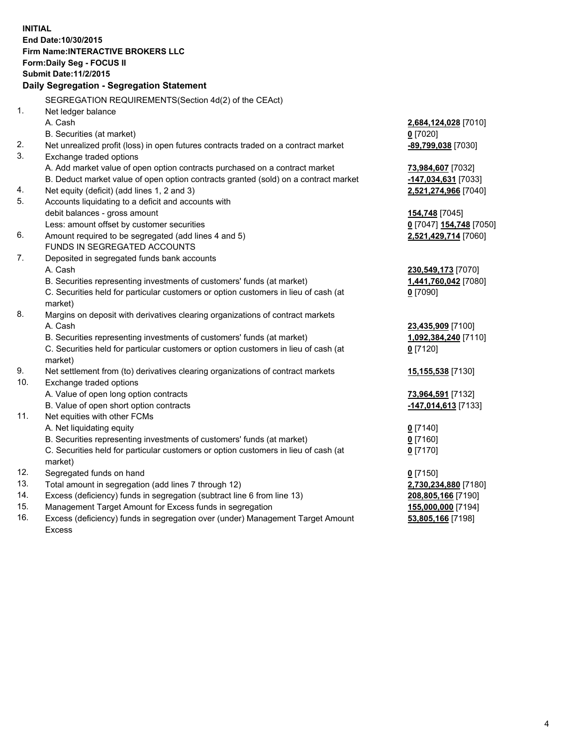**INITIAL**
**End Date:10/30/2015**
**Firm Name:INTERACTIVE BROKERS LLC**
**Form:Daily Seg - FOCUS II**
**Submit Date:11/2/2015**

**Daily Segregation - Segregation Statement**

SEGREGATION REQUIREMENTS(Section 4d(2) of the CEAct)

| | | |
|---|---|---|
| 1. | Net ledger balance | |
| | A. Cash | **2,684,124,028** [7010] |
| | B. Securities (at market) | **0** [7020] |
| 2. | Net unrealized profit (loss) in open futures contracts traded on a contract market | **-89,799,038** [7030] |
| 3. | Exchange traded options | |
| | A. Add market value of open option contracts purchased on a contract market | **73,984,607** [7032] |
| | B. Deduct market value of open option contracts granted (sold) on a contract market | **-147,034,631** [7033] |
| 4. | Net equity (deficit) (add lines 1, 2 and 3) | **2,521,274,966** [7040] |
| 5. | Accounts liquidating to a deficit and accounts with | |
| | debit balances - gross amount | **154,748** [7045] |
| | Less: amount offset by customer securities | **0** [7047] **154,748** [7050] |
| 6. | Amount required to be segregated (add lines 4 and 5) | **2,521,429,714** [7060] |
| | FUNDS IN SEGREGATED ACCOUNTS | |
| 7. | Deposited in segregated funds bank accounts | |
| | A. Cash | **230,549,173** [7070] |
| | B. Securities representing investments of customers' funds (at market) | **1,441,760,042** [7080] |
| | C. Securities held for particular customers or option customers in lieu of cash (at market) | **0** [7090] |
| 8. | Margins on deposit with derivatives clearing organizations of contract markets | |
| | A. Cash | **23,435,909** [7100] |
| | B. Securities representing investments of customers' funds (at market) | **1,092,384,240** [7110] |
| | C. Securities held for particular customers or option customers in lieu of cash (at market) | **0** [7120] |
| 9. | Net settlement from (to) derivatives clearing organizations of contract markets | **15,155,538** [7130] |
| 10. | Exchange traded options | |
| | A. Value of open long option contracts | **73,964,591** [7132] |
| | B. Value of open short option contracts | **-147,014,613** [7133] |
| 11. | Net equities with other FCMs | |
| | A. Net liquidating equity | **0** [7140] |
| | B. Securities representing investments of customers' funds (at market) | **0** [7160] |
| | C. Securities held for particular customers or option customers in lieu of cash (at market) | **0** [7170] |
| 12. | Segregated funds on hand | **0** [7150] |
| 13. | Total amount in segregation (add lines 7 through 12) | **2,730,234,880** [7180] |
| 14. | Excess (deficiency) funds in segregation (subtract line 6 from line 13) | **208,805,166** [7190] |
| 15. | Management Target Amount for Excess funds in segregation | **155,000,000** [7194] |
| 16. | Excess (deficiency) funds in segregation over (under) Management Target Amount Excess | **53,805,166** [7198] |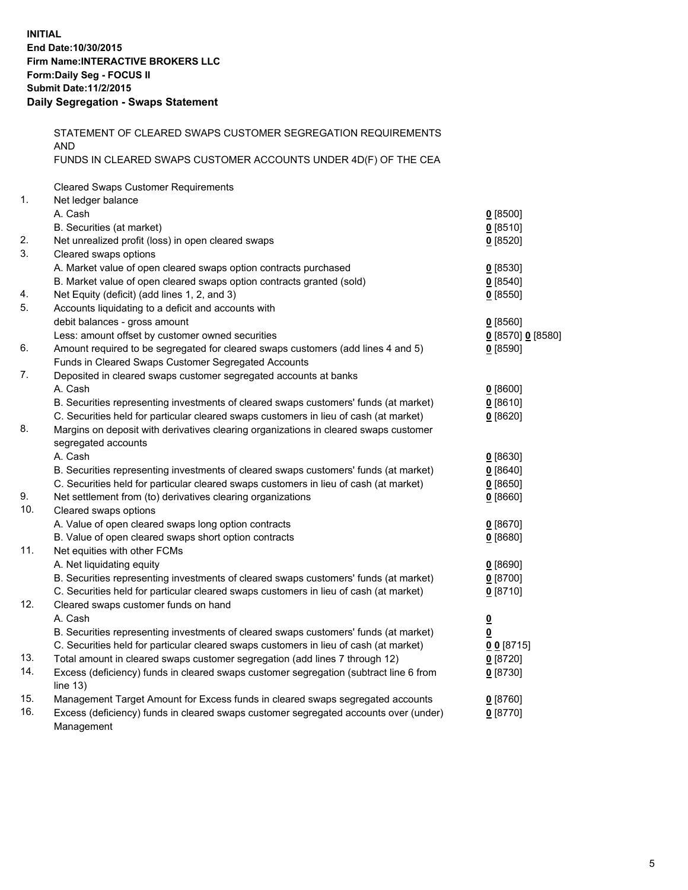**INITIAL**
**End Date:10/30/2015**
**Firm Name:INTERACTIVE BROKERS LLC**
**Form:Daily Seg - FOCUS II**
**Submit Date:11/2/2015**
**Daily Segregation - Swaps Statement**

STATEMENT OF CLEARED SWAPS CUSTOMER SEGREGATION REQUIREMENTS AND FUNDS IN CLEARED SWAPS CUSTOMER ACCOUNTS UNDER 4D(F) OF THE CEA

| | | |
|---|---|---|
| | Cleared Swaps Customer Requirements | |
| 1. | Net ledger balance | |
| | A. Cash | 0 [8500] |
| | B. Securities (at market) | 0 [8510] |
| 2. | Net unrealized profit (loss) in open cleared swaps | 0 [8520] |
| 3. | Cleared swaps options | |
| | A. Market value of open cleared swaps option contracts purchased | 0 [8530] |
| | B. Market value of open cleared swaps option contracts granted (sold) | 0 [8540] |
| 4. | Net Equity (deficit) (add lines 1, 2, and 3) | 0 [8550] |
| 5. | Accounts liquidating to a deficit and accounts with | |
| | debit balances - gross amount | 0 [8560] |
| | Less: amount offset by customer owned securities | 0 [8570] 0 [8580] |
| 6. | Amount required to be segregated for cleared swaps customers (add lines 4 and 5) | 0 [8590] |
| | Funds in Cleared Swaps Customer Segregated Accounts | |
| 7. | Deposited in cleared swaps customer segregated accounts at banks | |
| | A. Cash | 0 [8600] |
| | B. Securities representing investments of cleared swaps customers' funds (at market) | 0 [8610] |
| | C. Securities held for particular cleared swaps customers in lieu of cash (at market) | 0 [8620] |
| 8. | Margins on deposit with derivatives clearing organizations in cleared swaps customer segregated accounts | |
| | A. Cash | 0 [8630] |
| | B. Securities representing investments of cleared swaps customers' funds (at market) | 0 [8640] |
| | C. Securities held for particular cleared swaps customers in lieu of cash (at market) | 0 [8650] |
| 9. | Net settlement from (to) derivatives clearing organizations | 0 [8660] |
| 10. | Cleared swaps options | |
| | A. Value of open cleared swaps long option contracts | 0 [8670] |
| | B. Value of open cleared swaps short option contracts | 0 [8680] |
| 11. | Net equities with other FCMs | |
| | A. Net liquidating equity | 0 [8690] |
| | B. Securities representing investments of cleared swaps customers' funds (at market) | 0 [8700] |
| | C. Securities held for particular cleared swaps customers in lieu of cash (at market) | 0 [8710] |
| 12. | Cleared swaps customer funds on hand | |
| | A. Cash | 0 |
| | B. Securities representing investments of cleared swaps customers' funds (at market) | 0 |
| | C. Securities held for particular cleared swaps customers in lieu of cash (at market) | 0 0 [8715] |
| 13. | Total amount in cleared swaps customer segregation (add lines 7 through 12) | 0 [8720] |
| 14. | Excess (deficiency) funds in cleared swaps customer segregation (subtract line 6 from line 13) | 0 [8730] |
| 15. | Management Target Amount for Excess funds in cleared swaps segregated accounts | 0 [8760] |
| 16. | Excess (deficiency) funds in cleared swaps customer segregated accounts over (under) Management | 0 [8770] |